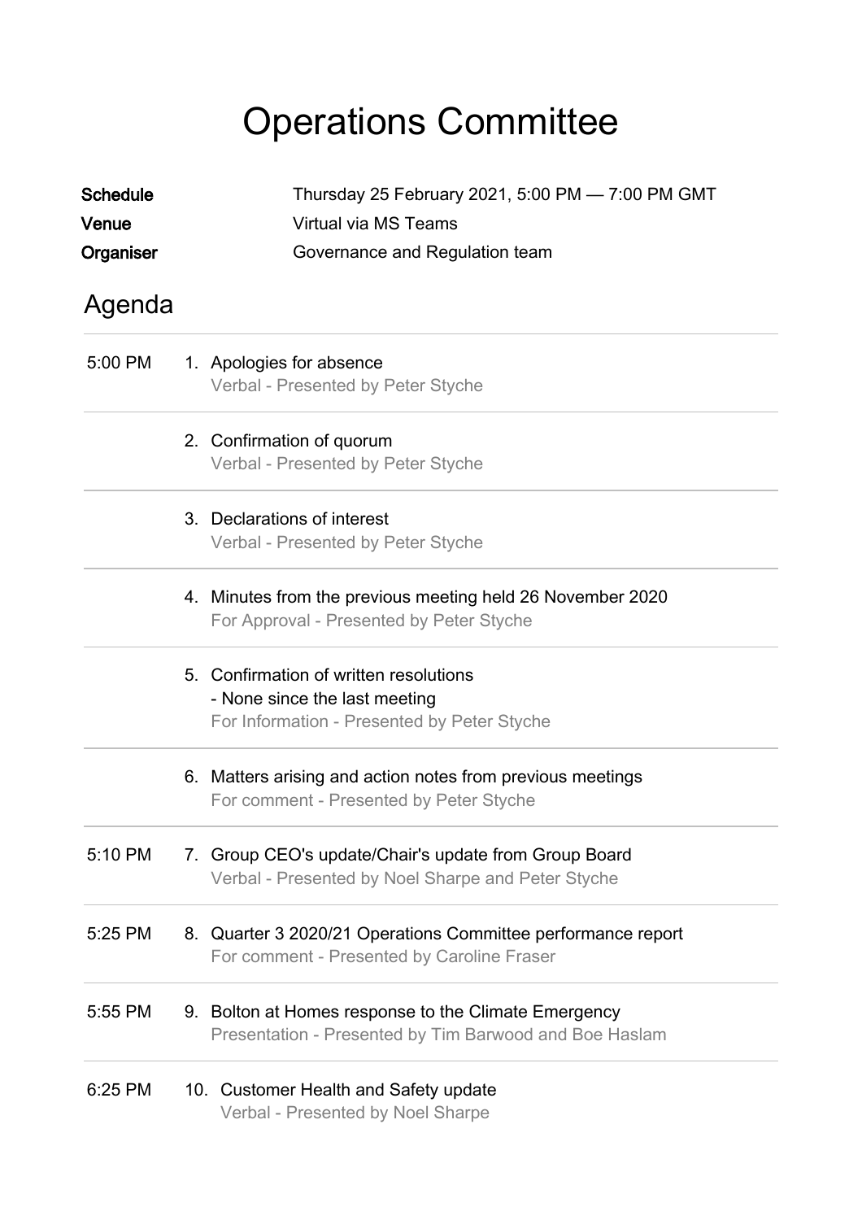# Operations Committee

**Schedule** Thursday 25 February 2021, 5:00 PM — 7:00 PM GMT
**Venue** Virtual via MS Teams
**Organiser** Governance and Regulation team

## Agenda

5:00 PM 1. Apologies for absence
Verbal - Presented by Peter Styche

2. Confirmation of quorum
Verbal - Presented by Peter Styche

3. Declarations of interest
Verbal - Presented by Peter Styche

4. Minutes from the previous meeting held 26 November 2020
For Approval - Presented by Peter Styche

5. Confirmation of written resolutions
- None since the last meeting
For Information - Presented by Peter Styche

6. Matters arising and action notes from previous meetings
For comment - Presented by Peter Styche

5:10 PM 7. Group CEO's update/Chair's update from Group Board
Verbal - Presented by Noel Sharpe and Peter Styche

5:25 PM 8. Quarter 3 2020/21 Operations Committee performance report
For comment - Presented by Caroline Fraser

5:55 PM 9. Bolton at Homes response to the Climate Emergency
Presentation - Presented by Tim Barwood and Boe Haslam

6:25 PM 10. Customer Health and Safety update
Verbal - Presented by Noel Sharpe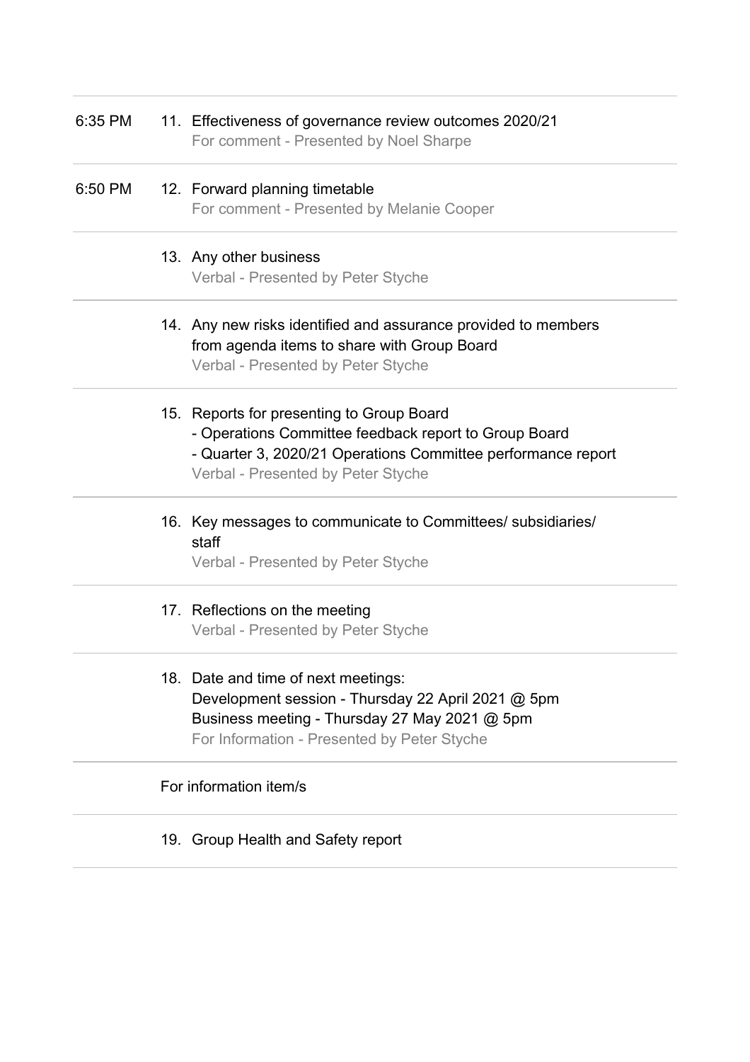6:35 PM 11. Effectiveness of governance review outcomes 2020/21
For comment - Presented by Noel Sharpe

6:50 PM 12. Forward planning timetable
For comment - Presented by Melanie Cooper

13. Any other business
Verbal - Presented by Peter Styche

14. Any new risks identified and assurance provided to members from agenda items to share with Group Board
Verbal - Presented by Peter Styche

15. Reports for presenting to Group Board
- Operations Committee feedback report to Group Board
- Quarter 3, 2020/21 Operations Committee performance report
Verbal - Presented by Peter Styche

16. Key messages to communicate to Committees/ subsidiaries/ staff
Verbal - Presented by Peter Styche

17. Reflections on the meeting
Verbal - Presented by Peter Styche

18. Date and time of next meetings:
Development session - Thursday 22 April 2021 @ 5pm
Business meeting - Thursday 27 May 2021 @ 5pm
For Information - Presented by Peter Styche

For information item/s

19. Group Health and Safety report